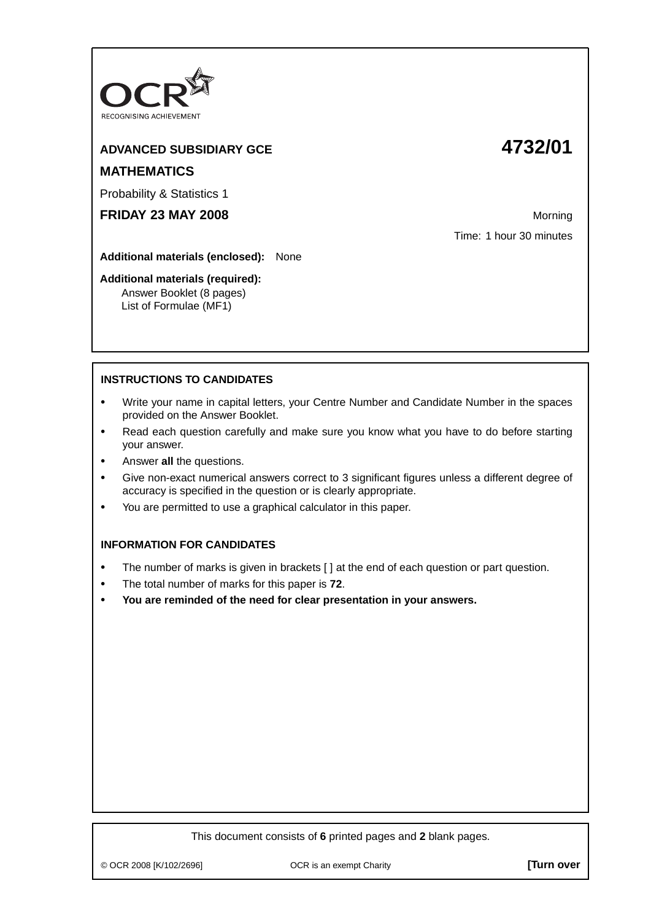OCR

RECOGNISING ACHIEVEMENT

**ADVANCED SUBSIDIARY GCE** **4732/01**

**MATHEMATICS**

Probability & Statistics 1

**FRIDAY 23 MAY 2008** Morning

Time: 1 hour 30 minutes

**Additional materials (enclosed):** None

**Additional materials (required):**
Answer Booklet (8 pages)
List of Formulae (MF1)

## INSTRUCTIONS TO CANDIDATES

- Write your name in capital letters, your Centre Number and Candidate Number in the spaces provided on the Answer Booklet.
- Read each question carefully and make sure you know what you have to do before starting your answer.
- Answer **all** the questions.
- Give non-exact numerical answers correct to 3 significant figures unless a different degree of accuracy is specified in the question or is clearly appropriate.
- You are permitted to use a graphical calculator in this paper.

## INFORMATION FOR CANDIDATES

- The number of marks is given in brackets [ ] at the end of each question or part question.
- The total number of marks for this paper is **72**.
- **You are reminded of the need for clear presentation in your answers.**

This document consists of **6** printed pages and **2** blank pages.

© OCR 2008 [K/102/2696] OCR is an exempt Charity **[Turn over**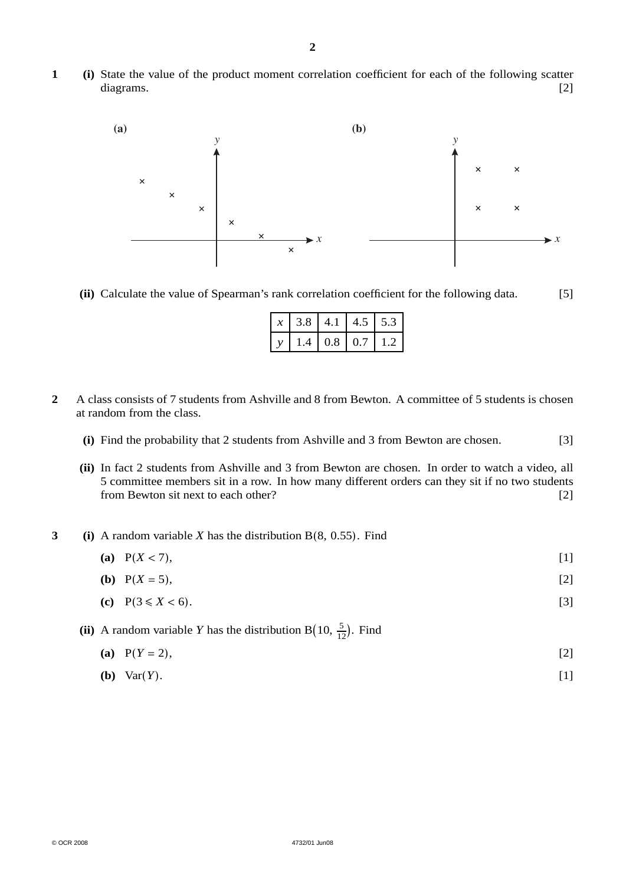**1** **(i)** State the value of the product moment correlation coefficient for each of the following scatter diagrams. [2]

**(a)** **(b)**

**(ii)** Calculate the value of Spearman's rank correlation coefficient for the following data. [5]

| $x$ | 3.8 | 4.1 | 4.5 | 5.3 |
|---|---|---|---|---|
| $y$ | 1.4 | 0.8 | 0.7 | 1.2 |

**2** A class consists of 7 students from Ashville and 8 from Bewton. A committee of 5 students is chosen at random from the class.

**(i)** Find the probability that 2 students from Ashville and 3 from Bewton are chosen. [3]

**(ii)** In fact 2 students from Ashville and 3 from Bewton are chosen. In order to watch a video, all 5 committee members sit in a row. In how many different orders can they sit if no two students from Bewton sit next to each other? [2]

**3** **(i)** A random variable $X$ has the distribution $\mathrm{B}(8,\ 0.55)$. Find

**(a)** $\mathrm{P}(X < 7)$, [1]

**(b)** $\mathrm{P}(X = 5)$, [2]

**(c)** $\mathrm{P}(3 \leqslant X < 6)$. [3]

**(ii)** A random variable $Y$ has the distribution $\mathrm{B}\left(10,\ \frac{5}{12}\right)$. Find

**(a)** $\mathrm{P}(Y = 2)$, [2]

**(b)** $\mathrm{Var}(Y)$. [1]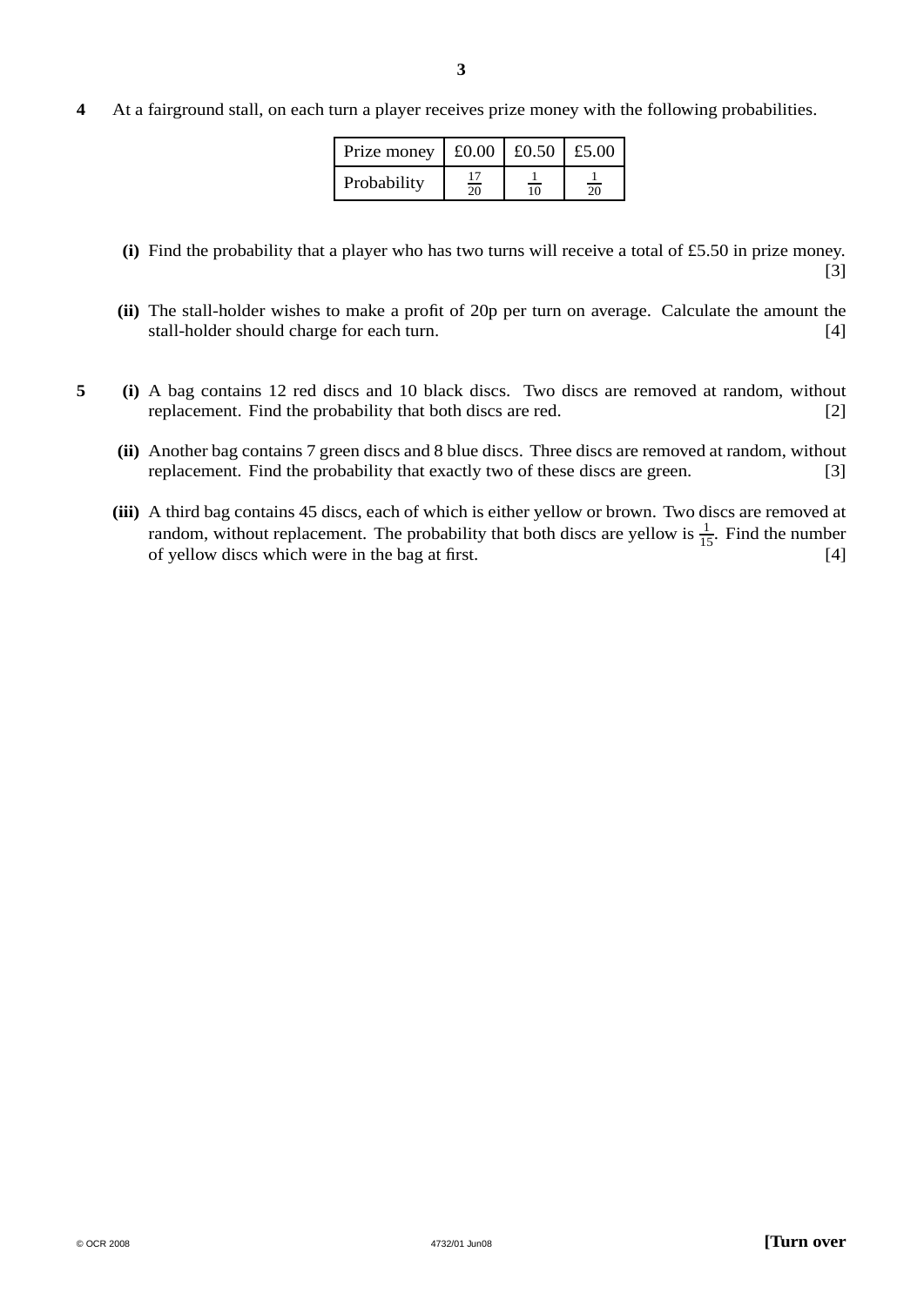**4** At a fairground stall, on each turn a player receives prize money with the following probabilities.

| Prize money | £0.00 | £0.50 | £5.00 |
|---|---|---|---|
| Probability | $\frac{17}{20}$ | $\frac{1}{10}$ | $\frac{1}{20}$ |

**(i)** Find the probability that a player who has two turns will receive a total of £5.50 in prize money. [3]

**(ii)** The stall-holder wishes to make a profit of 20p per turn on average. Calculate the amount the stall-holder should charge for each turn. [4]

**5** **(i)** A bag contains 12 red discs and 10 black discs. Two discs are removed at random, without replacement. Find the probability that both discs are red. [2]

**(ii)** Another bag contains 7 green discs and 8 blue discs. Three discs are removed at random, without replacement. Find the probability that exactly two of these discs are green. [3]

**(iii)** A third bag contains 45 discs, each of which is either yellow or brown. Two discs are removed at random, without replacement. The probability that both discs are yellow is $\frac{1}{15}$. Find the number of yellow discs which were in the bag at first. [4]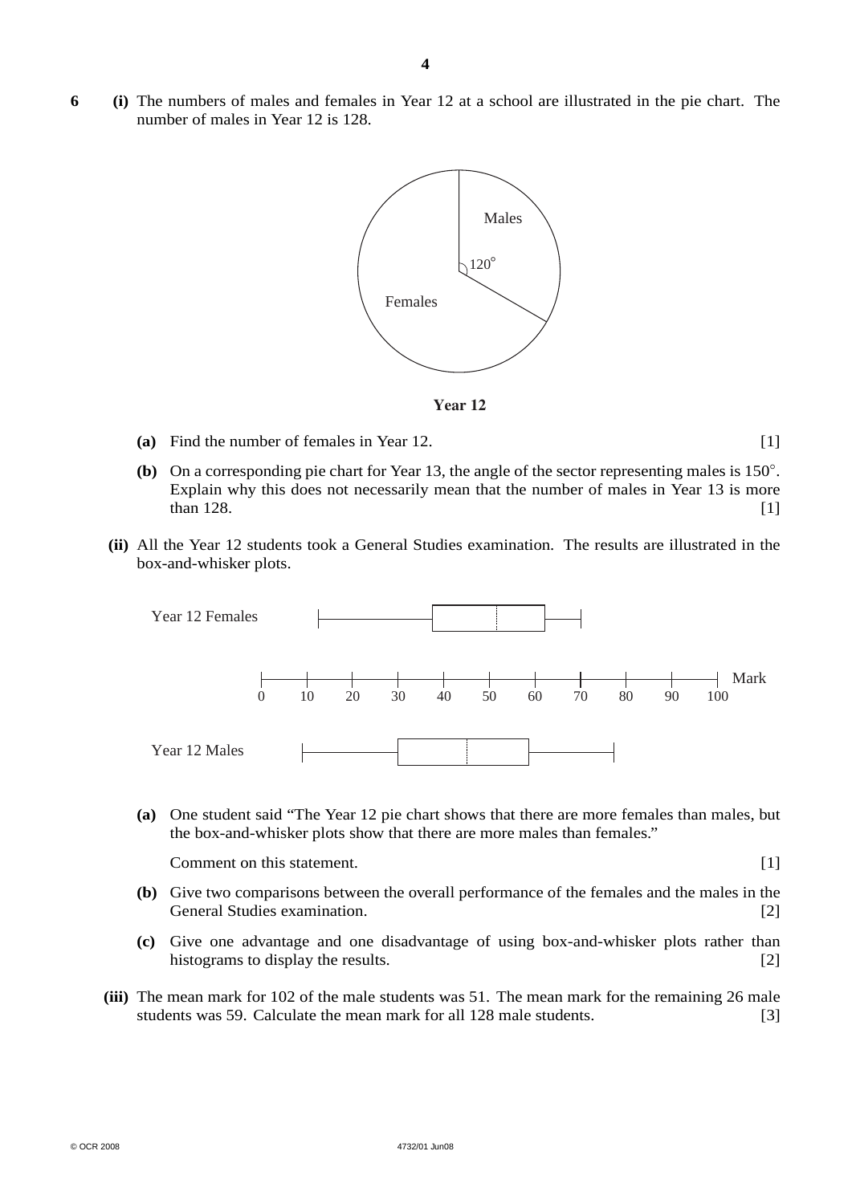**6** **(i)** The numbers of males and females in Year 12 at a school are illustrated in the pie chart. The number of males in Year 12 is 128.

**Year 12**

**(a)** Find the number of females in Year 12. [1]

**(b)** On a corresponding pie chart for Year 13, the angle of the sector representing males is $150^\circ$. Explain why this does not necessarily mean that the number of males in Year 13 is more than 128. [1]

**(ii)** All the Year 12 students took a General Studies examination. The results are illustrated in the box-and-whisker plots.

**(a)** One student said "The Year 12 pie chart shows that there are more females than males, but the box-and-whisker plots show that there are more males than females."

Comment on this statement. [1]

**(b)** Give two comparisons between the overall performance of the females and the males in the General Studies examination. [2]

**(c)** Give one advantage and one disadvantage of using box-and-whisker plots rather than histograms to display the results. [2]

**(iii)** The mean mark for 102 of the male students was 51. The mean mark for the remaining 26 male students was 59. Calculate the mean mark for all 128 male students. [3]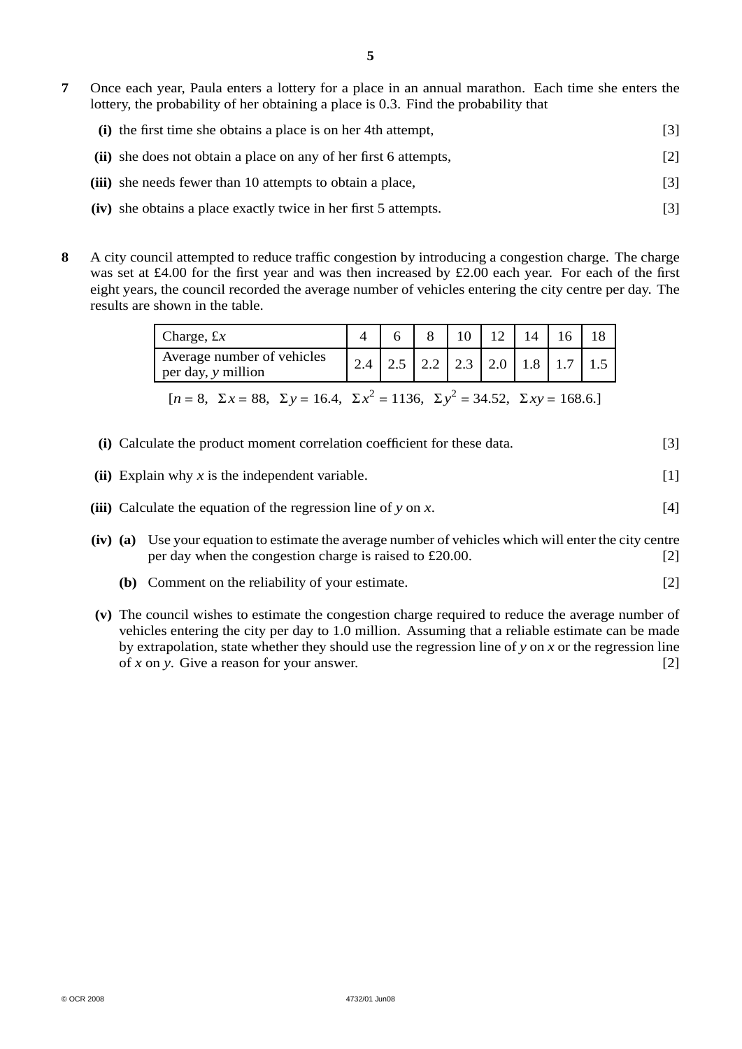**7** Once each year, Paula enters a lottery for a place in an annual marathon. Each time she enters the lottery, the probability of her obtaining a place is 0.3. Find the probability that

**(i)** the first time she obtains a place is on her 4th attempt, [3]

**(ii)** she does not obtain a place on any of her first 6 attempts, [2]

**(iii)** she needs fewer than 10 attempts to obtain a place, [3]

**(iv)** she obtains a place exactly twice in her first 5 attempts. [3]

**8** A city council attempted to reduce traffic congestion by introducing a congestion charge. The charge was set at £4.00 for the first year and was then increased by £2.00 each year. For each of the first eight years, the council recorded the average number of vehicles entering the city centre per day. The results are shown in the table.

| Charge, £$x$ | 4 | 6 | 8 | 10 | 12 | 14 | 16 | 18 |
|---|---|---|---|---|---|---|---|---|
| Average number of vehicles per day, $y$ million | 2.4 | 2.5 | 2.2 | 2.3 | 2.0 | 1.8 | 1.7 | 1.5 |

[$n = 8$, $\Sigma x = 88$, $\Sigma y = 16.4$, $\Sigma x^2 = 1136$, $\Sigma y^2 = 34.52$, $\Sigma xy = 168.6$.]

**(i)** Calculate the product moment correlation coefficient for these data. [3]

**(ii)** Explain why $x$ is the independent variable. [1]

**(iii)** Calculate the equation of the regression line of $y$ on $x$. [4]

**(iv)** **(a)** Use your equation to estimate the average number of vehicles which will enter the city centre per day when the congestion charge is raised to £20.00. [2]

**(b)** Comment on the reliability of your estimate. [2]

**(v)** The council wishes to estimate the congestion charge required to reduce the average number of vehicles entering the city per day to 1.0 million. Assuming that a reliable estimate can be made by extrapolation, state whether they should use the regression line of $y$ on $x$ or the regression line of $x$ on $y$. Give a reason for your answer. [2]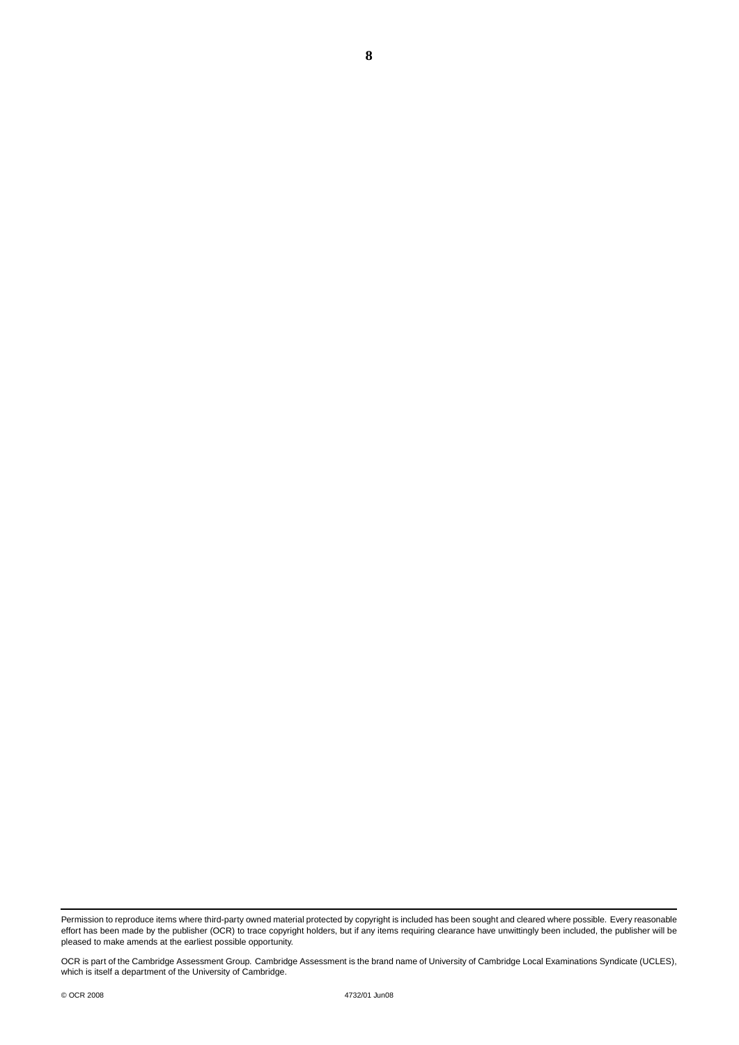Permission to reproduce items where third-party owned material protected by copyright is included has been sought and cleared where possible. Every reasonable effort has been made by the publisher (OCR) to trace copyright holders, but if any items requiring clearance have unwittingly been included, the publisher will be pleased to make amends at the earliest possible opportunity.

OCR is part of the Cambridge Assessment Group. Cambridge Assessment is the brand name of University of Cambridge Local Examinations Syndicate (UCLES), which is itself a department of the University of Cambridge.

© OCR 2008 4732/01 Jun08